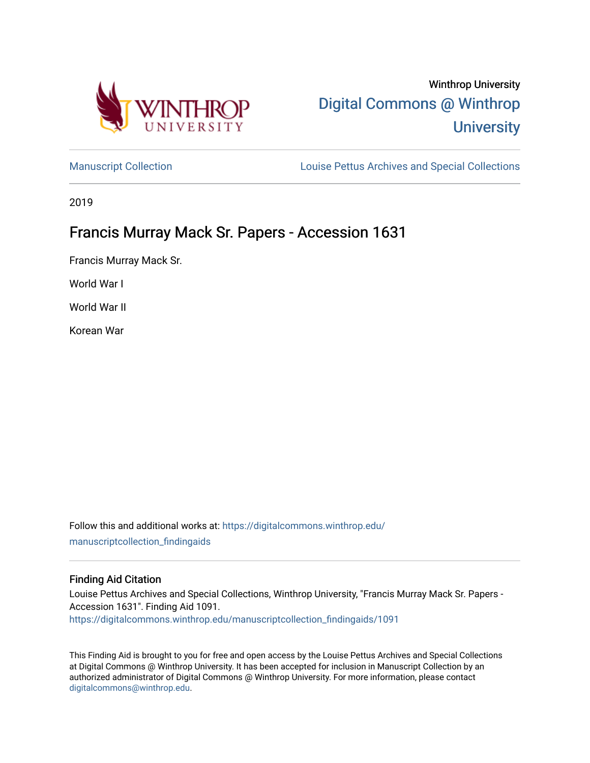Winthrop University

Digital Commons @ Winthrop University

Manuscript Collection

Louise Pettus Archives and Special Collections

2019

# Francis Murray Mack Sr. Papers - Accession 1631

Francis Murray Mack Sr.

World War I

World War II

Korean War

Follow this and additional works at: https://digitalcommons.winthrop.edu/manuscriptcollection_findingaids

## Finding Aid Citation

Louise Pettus Archives and Special Collections, Winthrop University, "Francis Murray Mack Sr. Papers - Accession 1631". Finding Aid 1091.
https://digitalcommons.winthrop.edu/manuscriptcollection_findingaids/1091

This Finding Aid is brought to you for free and open access by the Louise Pettus Archives and Special Collections at Digital Commons @ Winthrop University. It has been accepted for inclusion in Manuscript Collection by an authorized administrator of Digital Commons @ Winthrop University. For more information, please contact digitalcommons@winthrop.edu.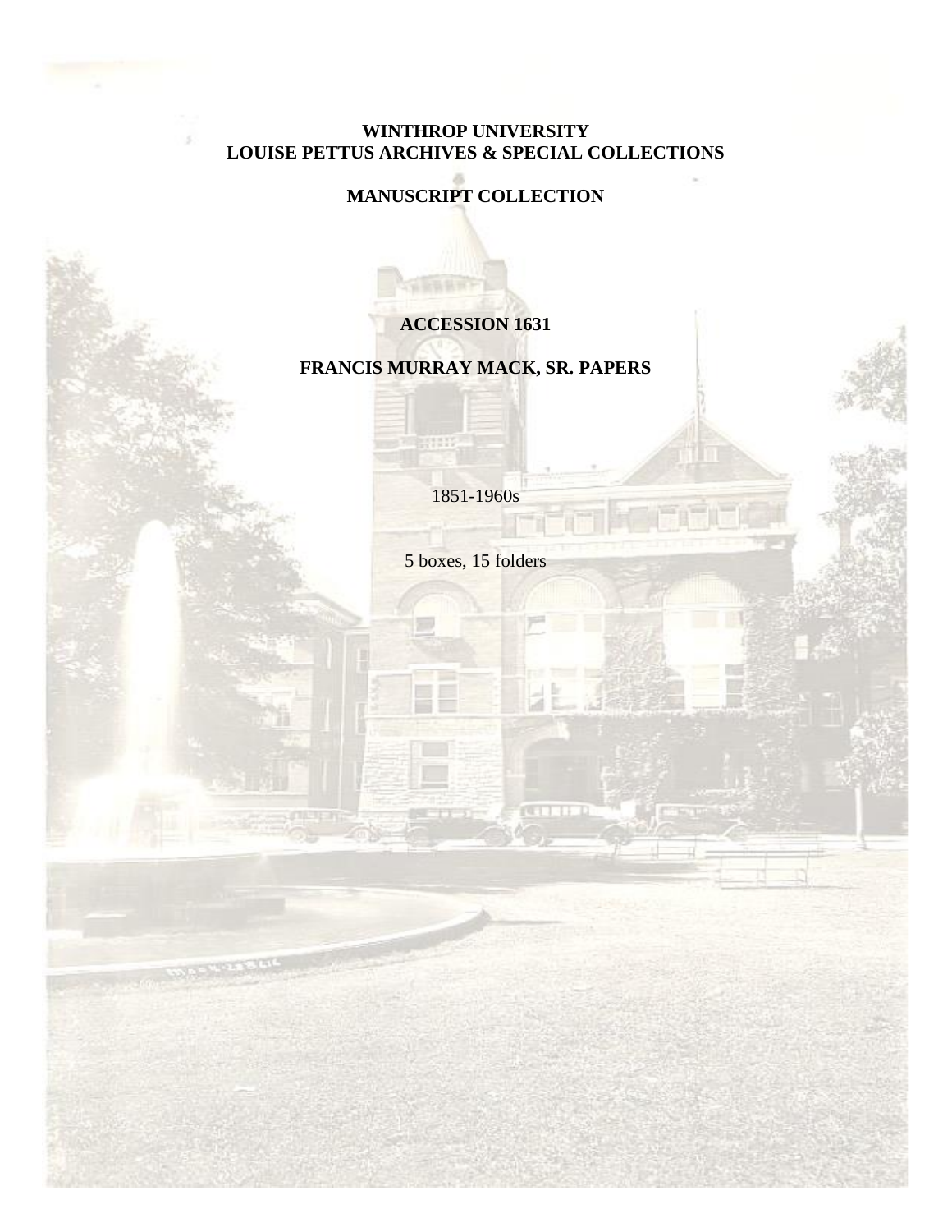**WINTHROP UNIVERSITY**
**LOUISE PETTUS ARCHIVES & SPECIAL COLLECTIONS**

**MANUSCRIPT COLLECTION**

**ACCESSION 1631**

**FRANCIS MURRAY MACK, SR. PAPERS**

1851-1960s

5 boxes, 15 folders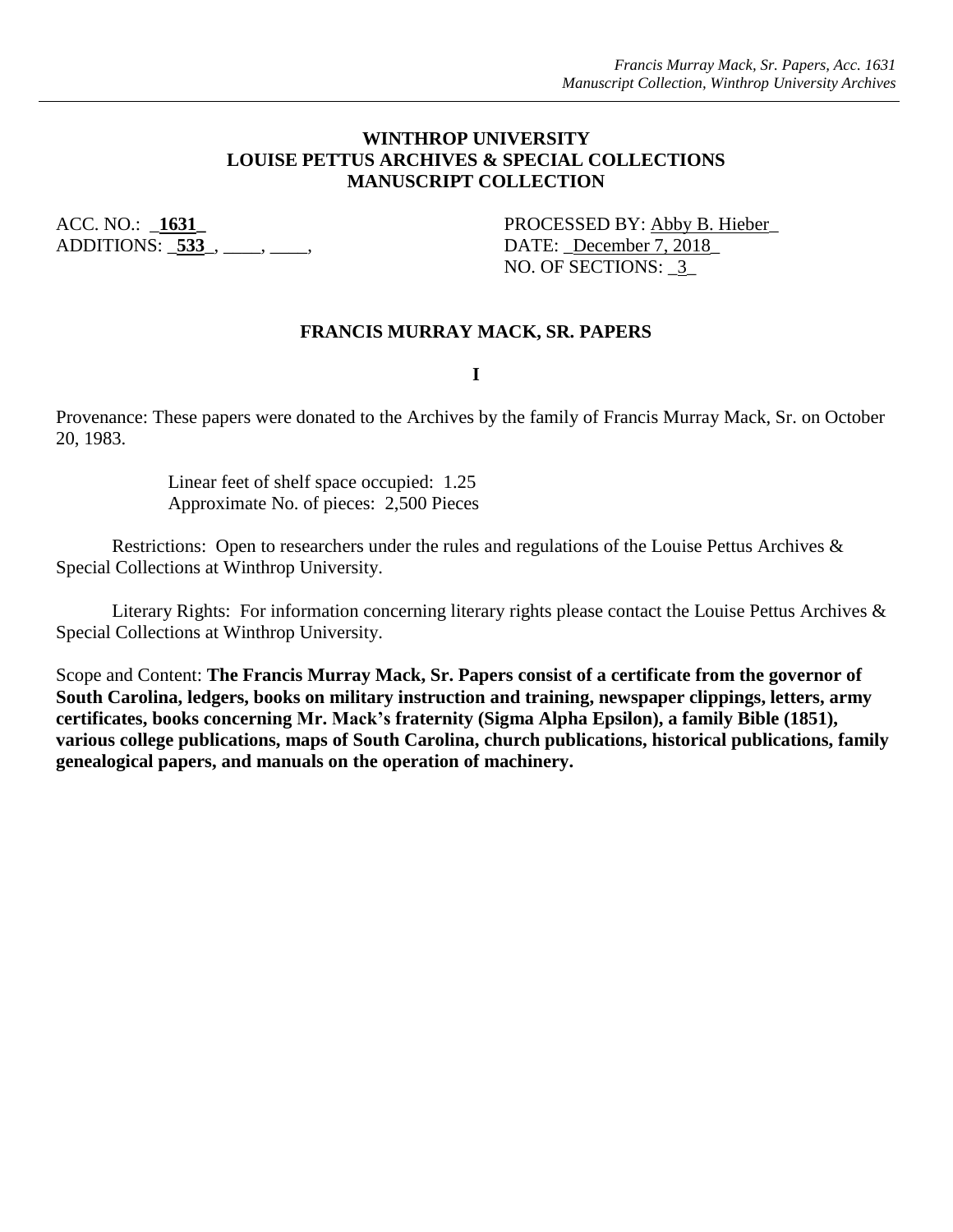**WINTHROP UNIVERSITY**
**LOUISE PETTUS ARCHIVES & SPECIAL COLLECTIONS**
**MANUSCRIPT COLLECTION**

ACC. NO.: _**1631**_
ADDITIONS: _**533**_, ____, ____,

PROCESSED BY: Abby B. Hieber_
DATE: _December 7, 2018_
NO. OF SECTIONS: _3_

## FRANCIS MURRAY MACK, SR. PAPERS

**I**

Provenance: These papers were donated to the Archives by the family of Francis Murray Mack, Sr. on October 20, 1983.

Linear feet of shelf space occupied: 1.25
Approximate No. of pieces: 2,500 Pieces

Restrictions: Open to researchers under the rules and regulations of the Louise Pettus Archives & Special Collections at Winthrop University.

Literary Rights: For information concerning literary rights please contact the Louise Pettus Archives & Special Collections at Winthrop University.

Scope and Content: **The Francis Murray Mack, Sr. Papers consist of a certificate from the governor of South Carolina, ledgers, books on military instruction and training, newspaper clippings, letters, army certificates, books concerning Mr. Mack's fraternity (Sigma Alpha Epsilon), a family Bible (1851), various college publications, maps of South Carolina, church publications, historical publications, family genealogical papers, and manuals on the operation of machinery.**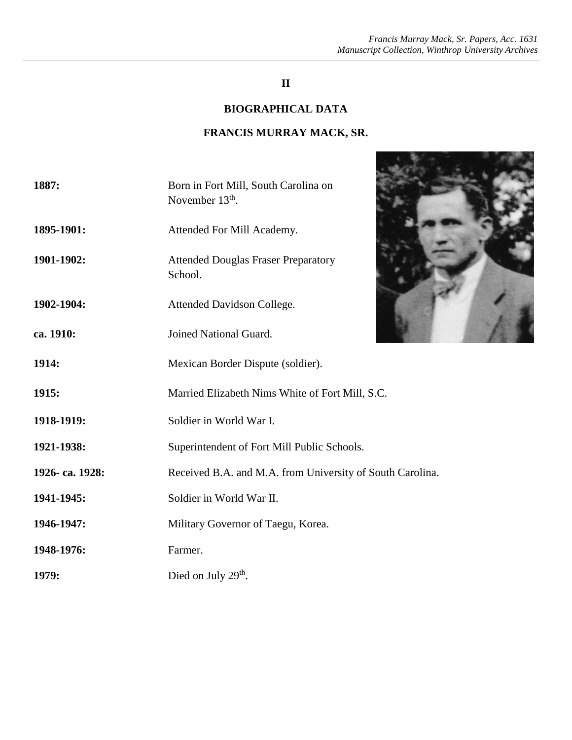## II

## BIOGRAPHICAL DATA

## FRANCIS MURRAY MACK, SR.

| | |
|---|---|
| **1887:** | Born in Fort Mill, South Carolina on November 13th. |
| **1895-1901:** | Attended For Mill Academy. |
| **1901-1902:** | Attended Douglas Fraser Preparatory School. |
| **1902-1904:** | Attended Davidson College. |
| **ca. 1910:** | Joined National Guard. |
| **1914:** | Mexican Border Dispute (soldier). |
| **1915:** | Married Elizabeth Nims White of Fort Mill, S.C. |
| **1918-1919:** | Soldier in World War I. |
| **1921-1938:** | Superintendent of Fort Mill Public Schools. |
| **1926- ca. 1928:** | Received B.A. and M.A. from University of South Carolina. |
| **1941-1945:** | Soldier in World War II. |
| **1946-1947:** | Military Governor of Taegu, Korea. |
| **1948-1976:** | Farmer. |
| **1979:** | Died on July 29th. |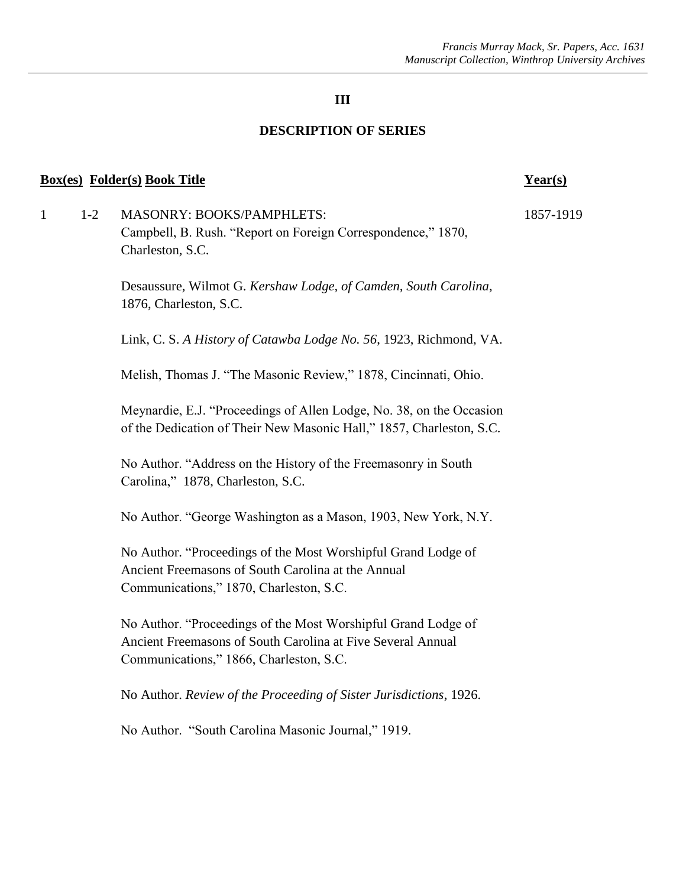# III

## DESCRIPTION OF SERIES

| Box(es) | Folder(s) | Book Title | Year(s) |
|---|---|---|---|
| 1 | 1-2 | MASONRY: BOOKS/PAMPHLETS:<br>Campbell, B. Rush. "Report on Foreign Correspondence," 1870, Charleston, S.C. | 1857-1919 |
| | | Desaussure, Wilmot G. *Kershaw Lodge, of Camden, South Carolina*, 1876, Charleston, S.C. | |
| | | Link, C. S. *A History of Catawba Lodge No. 56*, 1923, Richmond, VA. | |
| | | Melish, Thomas J. "The Masonic Review," 1878, Cincinnati, Ohio. | |
| | | Meynardie, E.J. "Proceedings of Allen Lodge, No. 38, on the Occasion of the Dedication of Their New Masonic Hall," 1857, Charleston, S.C. | |
| | | No Author. "Address on the History of the Freemasonry in South Carolina," 1878, Charleston, S.C. | |
| | | No Author. "George Washington as a Mason, 1903, New York, N.Y. | |
| | | No Author. "Proceedings of the Most Worshipful Grand Lodge of Ancient Freemasons of South Carolina at the Annual Communications," 1870, Charleston, S.C. | |
| | | No Author. "Proceedings of the Most Worshipful Grand Lodge of Ancient Freemasons of South Carolina at Five Several Annual Communications," 1866, Charleston, S.C. | |
| | | No Author. *Review of the Proceeding of Sister Jurisdictions*, 1926. | |
| | | No Author. "South Carolina Masonic Journal," 1919. | |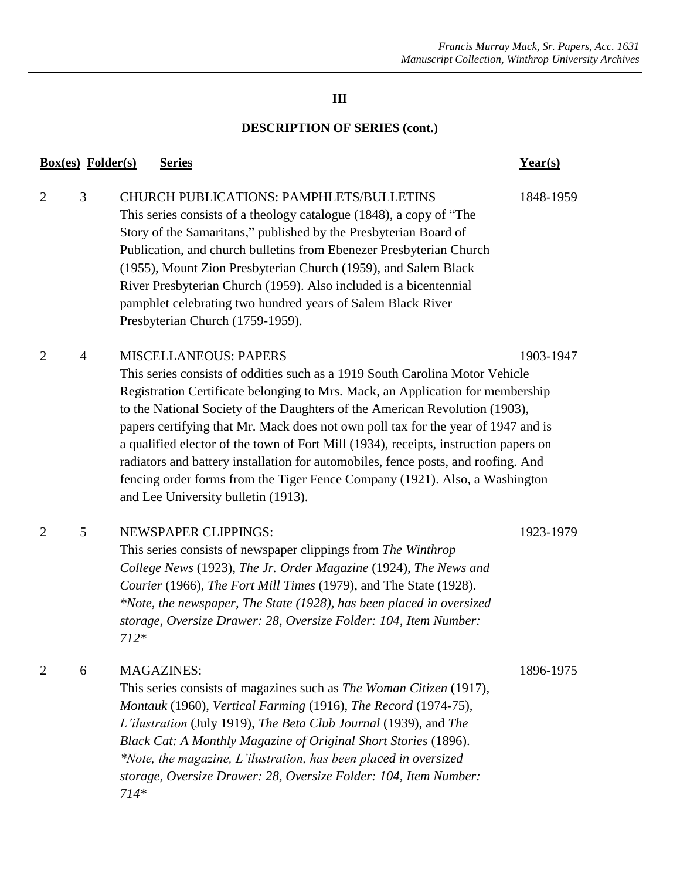## III

## DESCRIPTION OF SERIES (cont.)

| Box(es) | Folder(s) | Series | Year(s) |
|---|---|---|---|
| 2 | 3 | CHURCH PUBLICATIONS: PAMPHLETS/BULLETINS<br>This series consists of a theology catalogue (1848), a copy of "The Story of the Samaritans," published by the Presbyterian Board of Publication, and church bulletins from Ebenezer Presbyterian Church (1955), Mount Zion Presbyterian Church (1959), and Salem Black River Presbyterian Church (1959). Also included is a bicentennial pamphlet celebrating two hundred years of Salem Black River Presbyterian Church (1759-1959). | 1848-1959 |
| 2 | 4 | MISCELLANEOUS: PAPERS<br>This series consists of oddities such as a 1919 South Carolina Motor Vehicle Registration Certificate belonging to Mrs. Mack, an Application for membership to the National Society of the Daughters of the American Revolution (1903), papers certifying that Mr. Mack does not own poll tax for the year of 1947 and is a qualified elector of the town of Fort Mill (1934), receipts, instruction papers on radiators and battery installation for automobiles, fence posts, and roofing. And fencing order forms from the Tiger Fence Company (1921). Also, a Washington and Lee University bulletin (1913). | 1903-1947 |
| 2 | 5 | NEWSPAPER CLIPPINGS:<br>This series consists of newspaper clippings from *The Winthrop College News* (1923), *The Jr. Order Magazine* (1924), *The News and Courier* (1966), *The Fort Mill Times* (1979), and The State (1928). *\*Note, the newspaper, The State (1928), has been placed in oversized storage, Oversize Drawer: 28, Oversize Folder: 104, Item Number: 712\** | 1923-1979 |
| 2 | 6 | MAGAZINES:<br>This series consists of magazines such as *The Woman Citizen* (1917), *Montauk* (1960), *Vertical Farming* (1916), *The Record* (1974-75), *L'ilustration* (July 1919), *The Beta Club Journal* (1939), and *The Black Cat: A Monthly Magazine of Original Short Stories* (1896). *\*Note, the magazine, L'ilustration, has been placed in oversized storage, Oversize Drawer: 28, Oversize Folder: 104, Item Number: 714\** | 1896-1975 |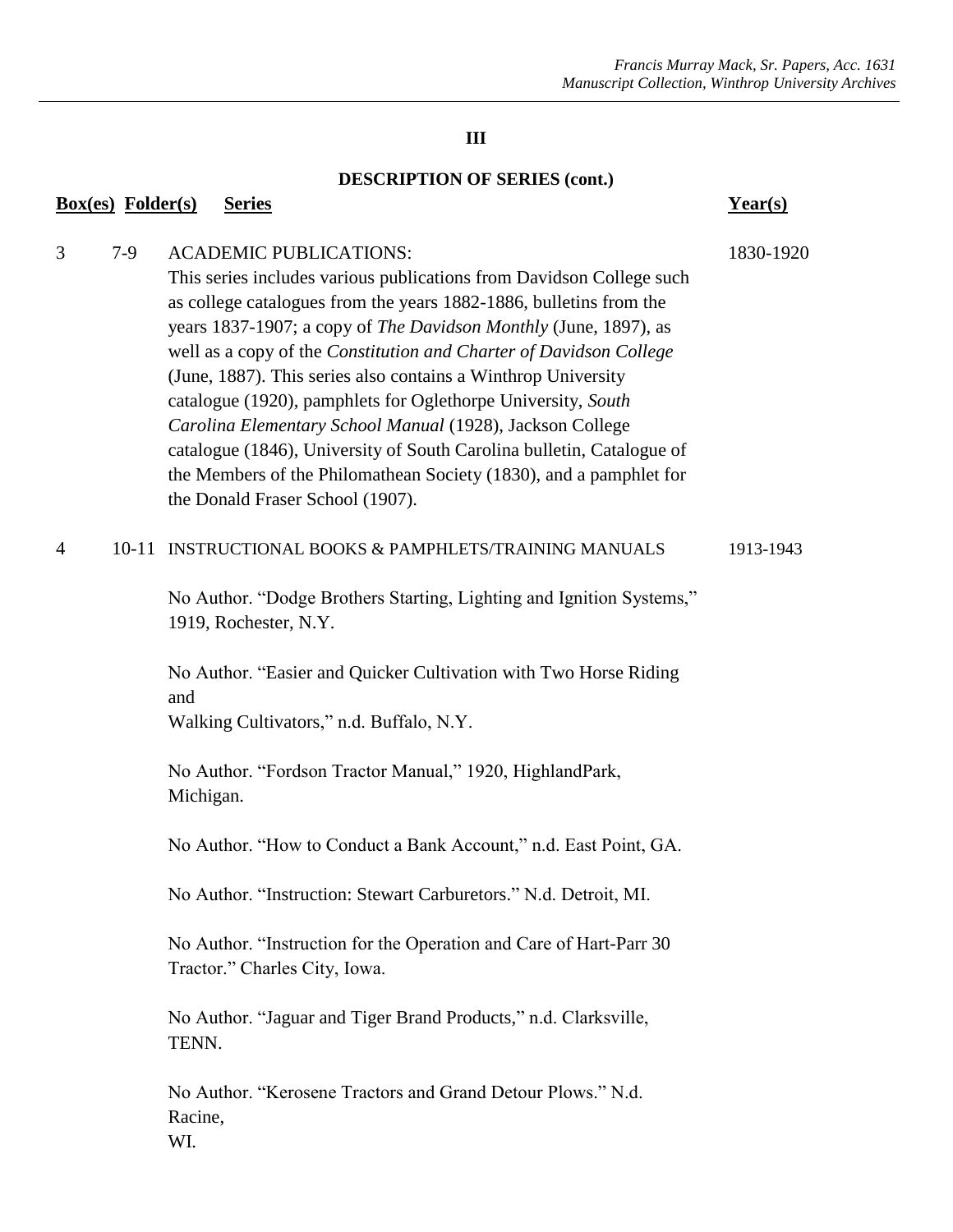## III

### DESCRIPTION OF SERIES (cont.)

| Box(es) | Folder(s) | Series | Year(s) |
|---|---|---|---|
| 3 | 7-9 | ACADEMIC PUBLICATIONS: This series includes various publications from Davidson College such as college catalogues from the years 1882-1886, bulletins from the years 1837-1907; a copy of *The Davidson Monthly* (June, 1897), as well as a copy of the *Constitution and Charter of Davidson College* (June, 1887). This series also contains a Winthrop University catalogue (1920), pamphlets for Oglethorpe University, *South Carolina Elementary School Manual* (1928), Jackson College catalogue (1846), University of South Carolina bulletin, Catalogue of the Members of the Philomathean Society (1830), and a pamphlet for the Donald Fraser School (1907). | 1830-1920 |
| 4 | 10-11 | INSTRUCTIONAL BOOKS & PAMPHLETS/TRAINING MANUALS | 1913-1943 |

No Author. "Dodge Brothers Starting, Lighting and Ignition Systems," 1919, Rochester, N.Y.

No Author. "Easier and Quicker Cultivation with Two Horse Riding and Walking Cultivators," n.d. Buffalo, N.Y.

No Author. "Fordson Tractor Manual," 1920, HighlandPark, Michigan.

No Author. "How to Conduct a Bank Account," n.d. East Point, GA.

No Author. "Instruction: Stewart Carburetors." N.d. Detroit, MI.

No Author. "Instruction for the Operation and Care of Hart-Parr 30 Tractor." Charles City, Iowa.

No Author. "Jaguar and Tiger Brand Products," n.d. Clarksville, TENN.

No Author. "Kerosene Tractors and Grand Detour Plows." N.d. Racine, WI.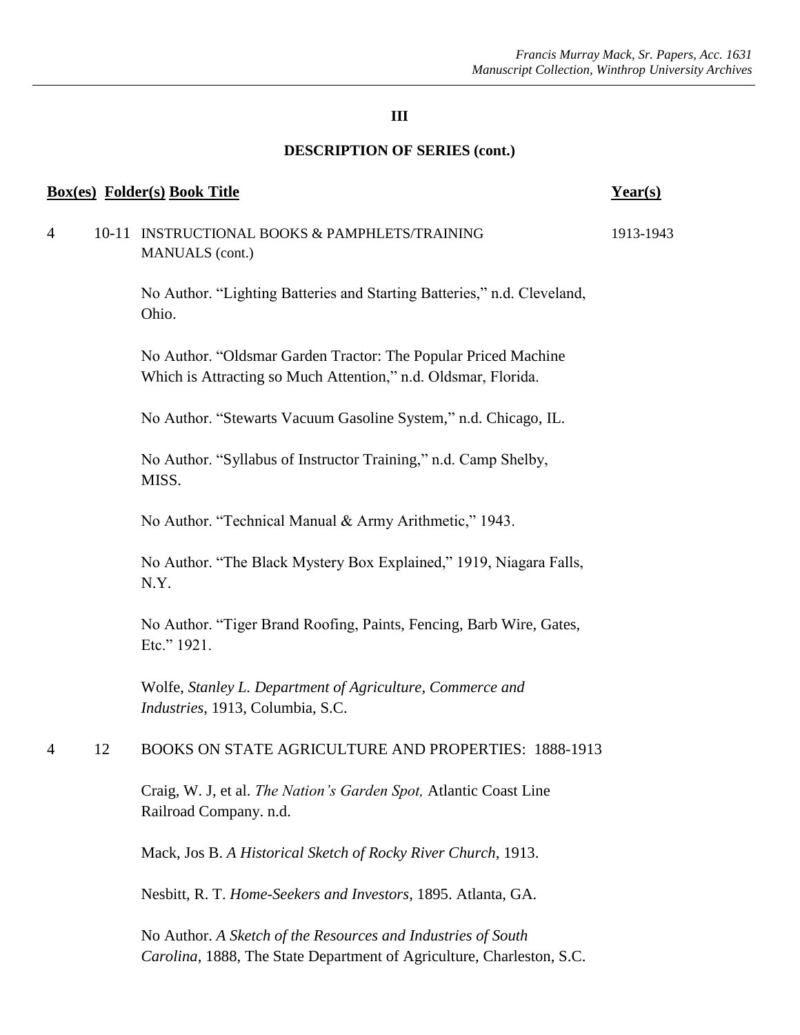## III

## DESCRIPTION OF SERIES (cont.)

| Box(es) | Folder(s) | Book Title | Year(s) |
|---|---|---|---|
| 4 | 10-11 | INSTRUCTIONAL BOOKS & PAMPHLETS/TRAINING MANUALS (cont.) | 1913-1943 |
| | | No Author. "Lighting Batteries and Starting Batteries," n.d. Cleveland, Ohio. | |
| | | No Author. "Oldsmar Garden Tractor: The Popular Priced Machine Which is Attracting so Much Attention," n.d. Oldsmar, Florida. | |
| | | No Author. "Stewarts Vacuum Gasoline System," n.d. Chicago, IL. | |
| | | No Author. "Syllabus of Instructor Training," n.d. Camp Shelby, MISS. | |
| | | No Author. "Technical Manual & Army Arithmetic," 1943. | |
| | | No Author. "The Black Mystery Box Explained," 1919, Niagara Falls, N.Y. | |
| | | No Author. "Tiger Brand Roofing, Paints, Fencing, Barb Wire, Gates, Etc." 1921. | |
| | | Wolfe, *Stanley L. Department of Agriculture, Commerce and Industries*, 1913, Columbia, S.C. | |
| 4 | 12 | BOOKS ON STATE AGRICULTURE AND PROPERTIES: 1888-1913 | |
| | | Craig, W. J, et al. *The Nation's Garden Spot,* Atlantic Coast Line Railroad Company. n.d. | |
| | | Mack, Jos B. *A Historical Sketch of Rocky River Church*, 1913. | |
| | | Nesbitt, R. T. *Home-Seekers and Investors*, 1895. Atlanta, GA. | |
| | | No Author. *A Sketch of the Resources and Industries of South Carolina*, 1888, The State Department of Agriculture, Charleston, S.C. | |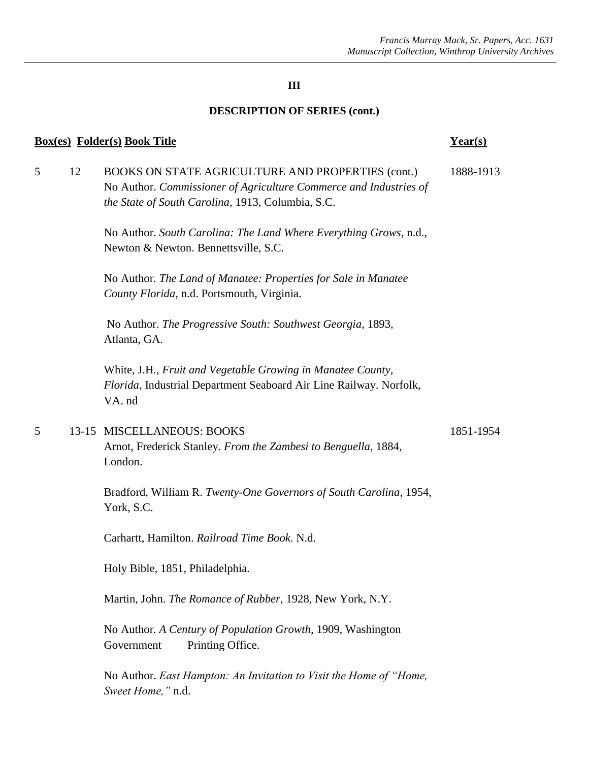### III

### DESCRIPTION OF SERIES (cont.)

| Box(es) | Folder(s) | Book Title | Year(s) |
|---|---|---|---|
| 5 | 12 | BOOKS ON STATE AGRICULTURE AND PROPERTIES (cont.)<br>No Author. *Commissioner of Agriculture Commerce and Industries of the State of South Carolina*, 1913, Columbia, S.C.<br><br>No Author. *South Carolina: The Land Where Everything Grows*, n.d., Newton & Newton. Bennettsville, S.C.<br><br>No Author. *The Land of Manatee: Properties for Sale in Manatee County Florida*, n.d. Portsmouth, Virginia.<br><br>No Author. *The Progressive South: Southwest Georgia*, 1893, Atlanta, GA.<br><br>White, J.H., *Fruit and Vegetable Growing in Manatee County, Florida*, Industrial Department Seaboard Air Line Railway. Norfolk, VA. nd | 1888-1913 |
| 5 | 13-15 | MISCELLANEOUS: BOOKS<br>Arnot, Frederick Stanley. *From the Zambesi to Benguella*, 1884, London.<br><br>Bradford, William R. *Twenty-One Governors of South Carolina*, 1954, York, S.C.<br><br>Carhartt, Hamilton. *Railroad Time Book*. N.d.<br><br>Holy Bible, 1851, Philadelphia.<br><br>Martin, John. *The Romance of Rubber*, 1928, New York, N.Y.<br><br>No Author. *A Century of Population Growth*, 1909, Washington Government Printing Office.<br><br>No Author. *East Hampton: An Invitation to Visit the Home of "Home, Sweet Home,"* n.d. | 1851-1954 |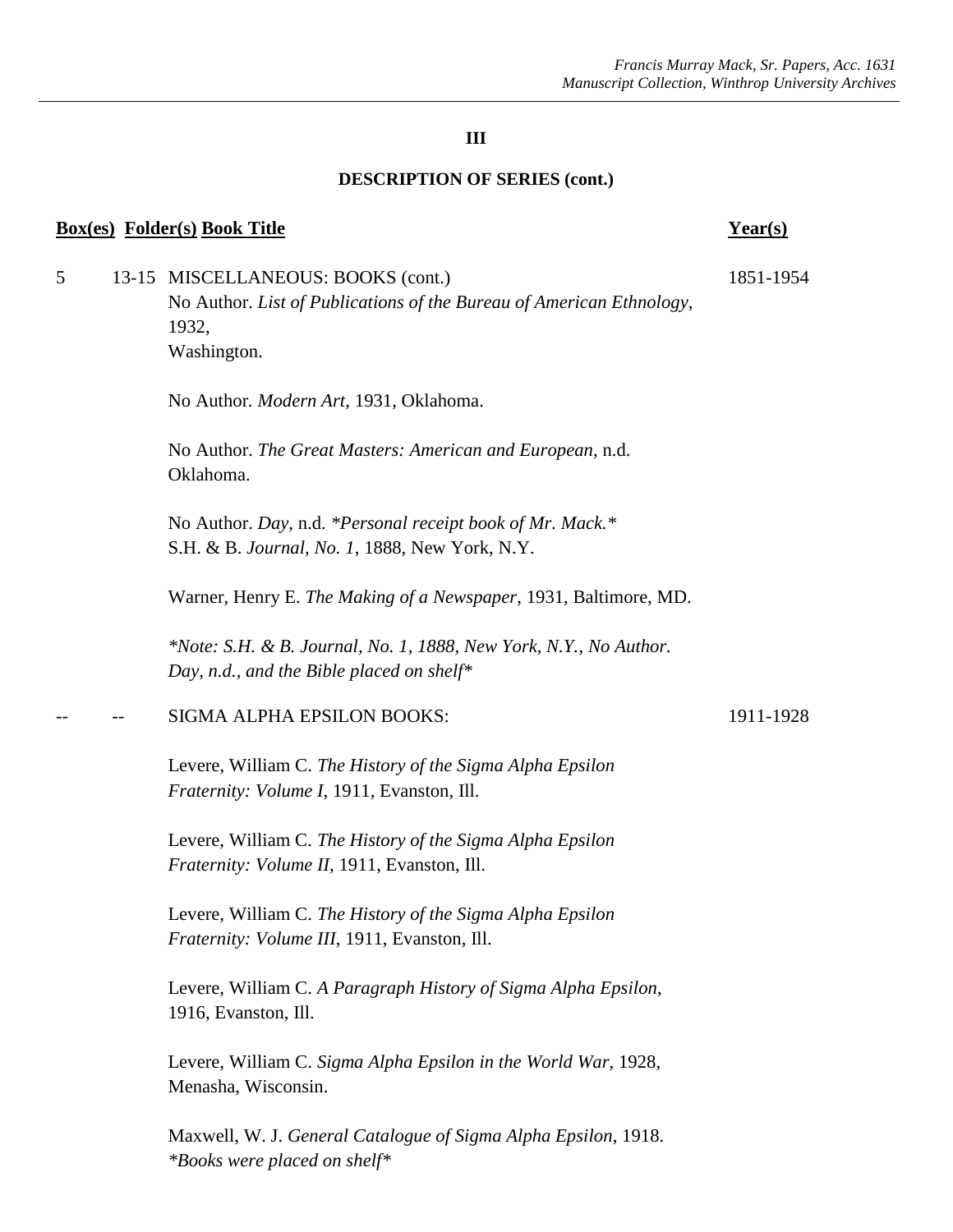### III

### DESCRIPTION OF SERIES (cont.)

| Box(es) | Folder(s) | Book Title | Year(s) |
|---|---|---|---|
| 5 | 13-15 | MISCELLANEOUS: BOOKS (cont.) | 1851-1954 |
| | | No Author. *List of Publications of the Bureau of American Ethnology*, 1932, Washington. | |
| | | No Author. *Modern Art*, 1931, Oklahoma. | |
| | | No Author. *The Great Masters: American and European*, n.d. Oklahoma. | |
| | | No Author. *Day*, n.d. *\*Personal receipt book of Mr. Mack.\** S.H. & B. *Journal, No. 1*, 1888, New York, N.Y. | |
| | | Warner, Henry E. *The Making of a Newspaper*, 1931, Baltimore, MD. | |
| | | *\*Note: S.H. & B. Journal, No. 1, 1888, New York, N.Y., No Author. Day, n.d., and the Bible placed on shelf\** | |
| -- | -- | SIGMA ALPHA EPSILON BOOKS: | 1911-1928 |
| | | Levere, William C. *The History of the Sigma Alpha Epsilon Fraternity: Volume I*, 1911, Evanston, Ill. | |
| | | Levere, William C. *The History of the Sigma Alpha Epsilon Fraternity: Volume II*, 1911, Evanston, Ill. | |
| | | Levere, William C. *The History of the Sigma Alpha Epsilon Fraternity: Volume III*, 1911, Evanston, Ill. | |
| | | Levere, William C. *A Paragraph History of Sigma Alpha Epsilon*, 1916, Evanston, Ill. | |
| | | Levere, William C. *Sigma Alpha Epsilon in the World War*, 1928, Menasha, Wisconsin. | |
| | | Maxwell, W. J. *General Catalogue of Sigma Alpha Epsilon*, 1918. *\*Books were placed on shelf\** | |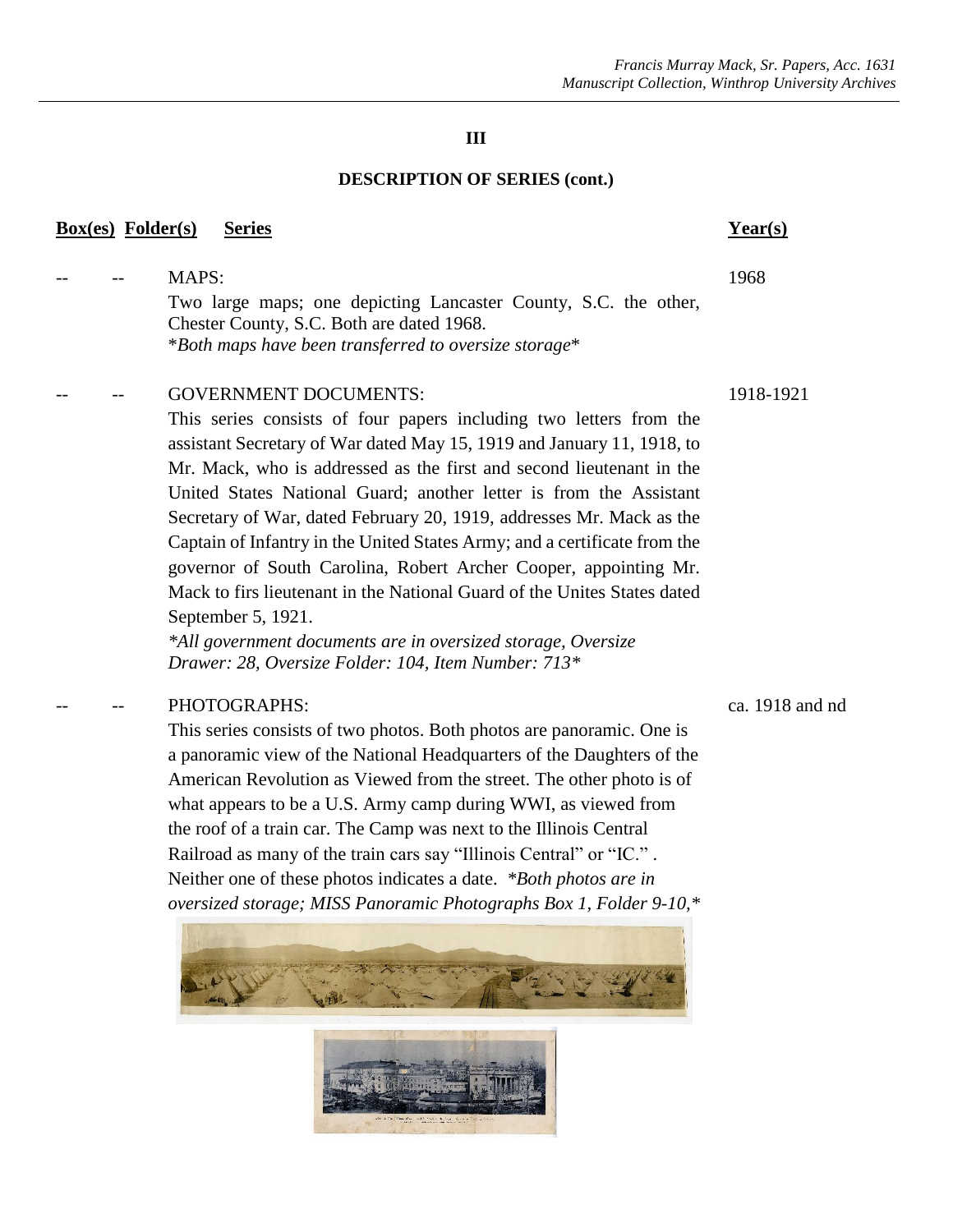**III**

**DESCRIPTION OF SERIES (cont.)**

| Box(es) | Folder(s) | Series | Year(s) |
| --- | --- | --- | --- |
| -- | -- | MAPS:<br>Two large maps; one depicting Lancaster County, S.C. the other, Chester County, S.C. Both are dated 1968.<br>*Both maps have been transferred to oversize storage* | 1968 |
| -- | -- | GOVERNMENT DOCUMENTS:<br>This series consists of four papers including two letters from the assistant Secretary of War dated May 15, 1919 and January 11, 1918, to Mr. Mack, who is addressed as the first and second lieutenant in the United States National Guard; another letter is from the Assistant Secretary of War, dated February 20, 1919, addresses Mr. Mack as the Captain of Infantry in the United States Army; and a certificate from the governor of South Carolina, Robert Archer Cooper, appointing Mr. Mack to firs lieutenant in the National Guard of the Unites States dated September 5, 1921.<br>*All government documents are in oversized storage, Oversize Drawer: 28, Oversize Folder: 104, Item Number: 713* | 1918-1921 |
| -- | -- | PHOTOGRAPHS:<br>This series consists of two photos. Both photos are panoramic. One is a panoramic view of the National Headquarters of the Daughters of the American Revolution as Viewed from the street. The other photo is of what appears to be a U.S. Army camp during WWI, as viewed from the roof of a train car. The Camp was next to the Illinois Central Railroad as many of the train cars say "Illinois Central" or "IC." . Neither one of these photos indicates a date. *Both photos are in oversized storage; MISS Panoramic Photographs Box 1, Folder 9-10,* | ca. 1918 and nd |